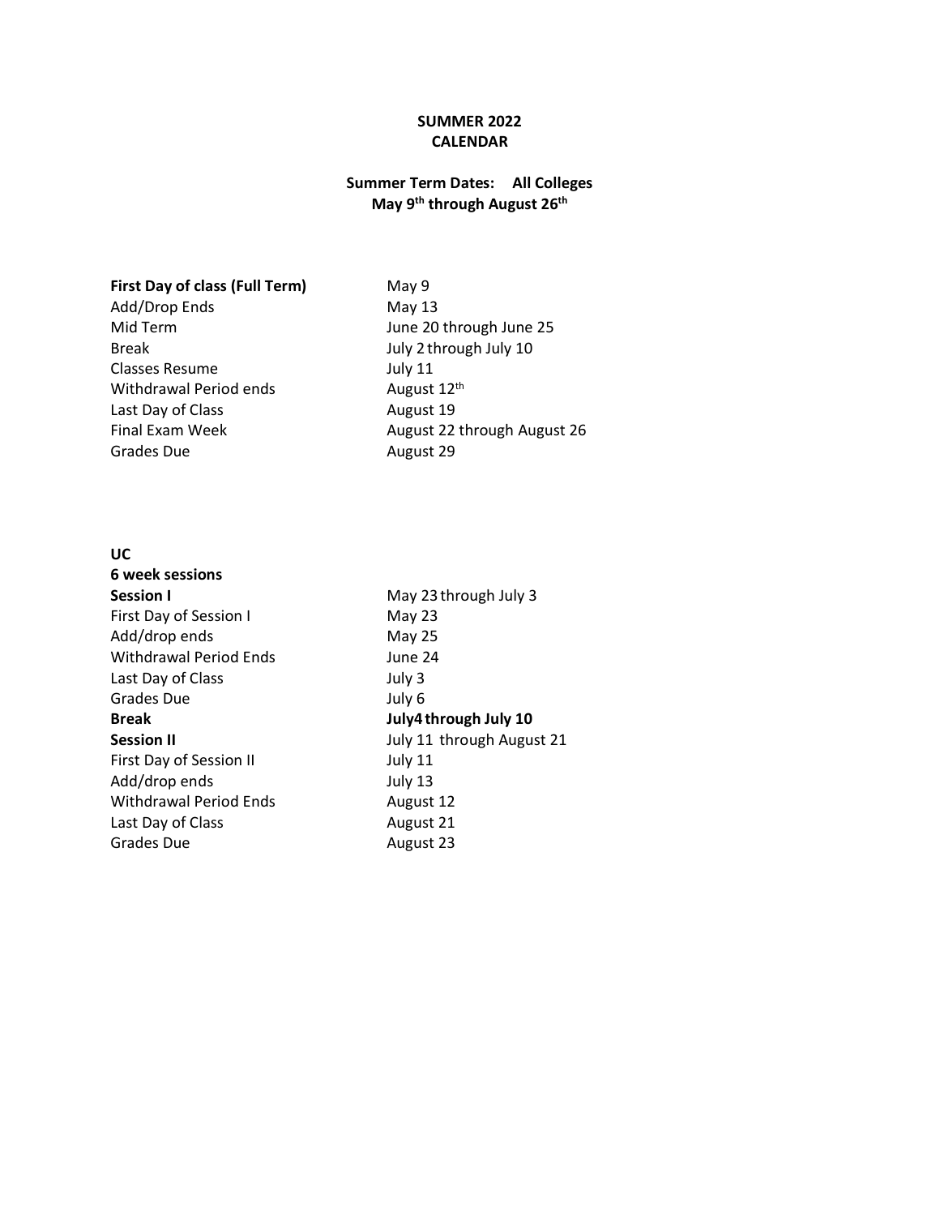**SUMMER 2022**
**CALENDAR**

**Summer Term Dates: All Colleges**
**May 9th through August 26th**

| **First Day of class (Full Term)** | May 9 |
| --- | --- |
| Add/Drop Ends | May 13 |
| Mid Term | June 20 through June 25 |
| Break | July 2 through July 10 |
| Classes Resume | July 11 |
| Withdrawal Period ends | August 12th |
| Last Day of Class | August 19 |
| Final Exam Week | August 22 through August 26 |
| Grades Due | August 29 |

**UC**
**6 week sessions**

| **Session I** | May 23 through July 3 |
| --- | --- |
| First Day of Session I | May 23 |
| Add/drop ends | May 25 |
| Withdrawal Period Ends | June 24 |
| Last Day of Class | July 3 |
| Grades Due | July 6 |
| **Break** | **July4 through July 10** |
| **Session II** | July 11 through August 21 |
| First Day of Session II | July 11 |
| Add/drop ends | July 13 |
| Withdrawal Period Ends | August 12 |
| Last Day of Class | August 21 |
| Grades Due | August 23 |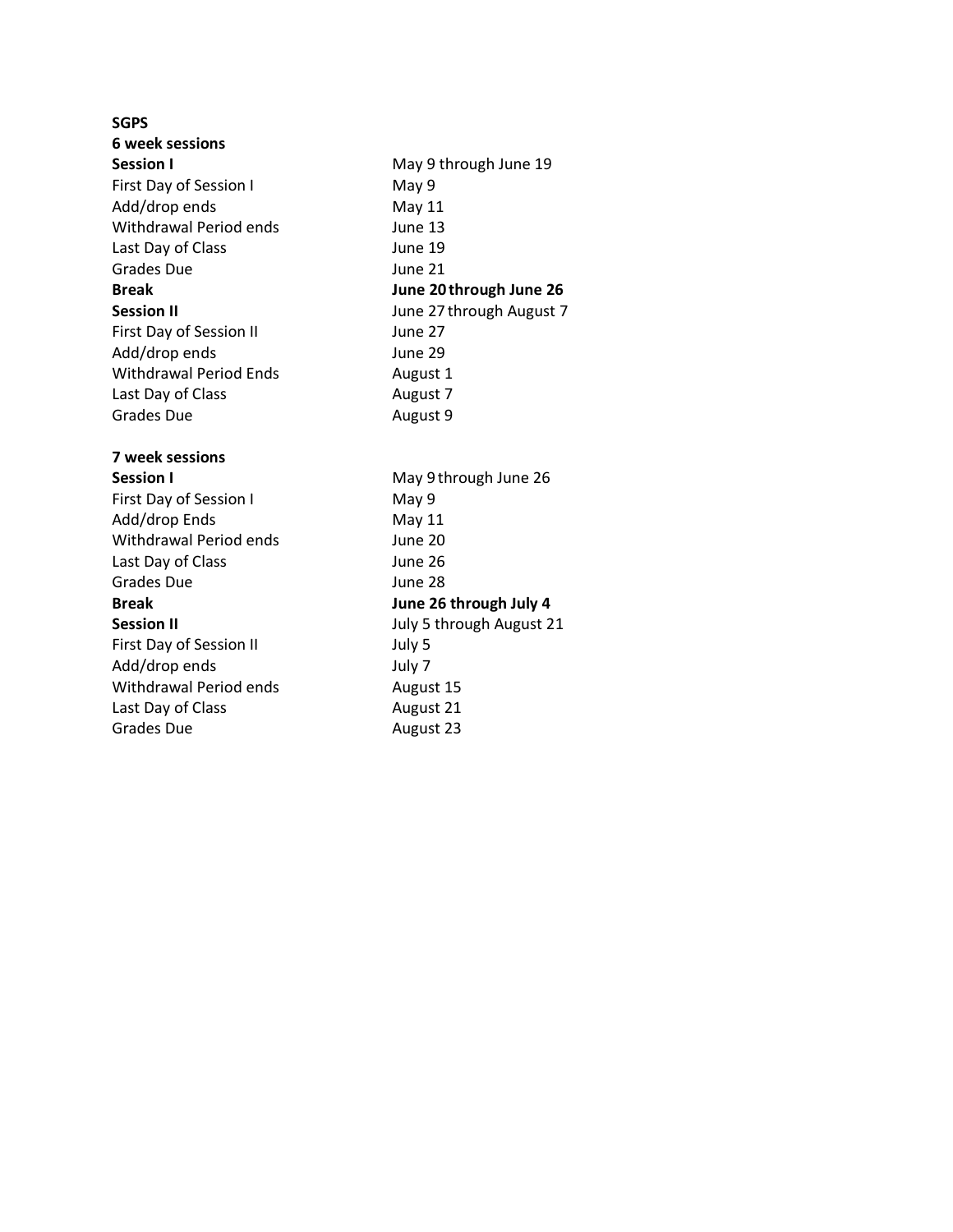| | |
|---|---|
| **SGPS** | |
| **6 week sessions** | |
| **Session I** | May 9 through June 19 |
| First Day of Session I | May 9 |
| Add/drop ends | May 11 |
| Withdrawal Period ends | June 13 |
| Last Day of Class | June 19 |
| Grades Due | June 21 |
| **Break** | **June 20 through June 26** |
| **Session II** | June 27 through August 7 |
| First Day of Session II | June 27 |
| Add/drop ends | June 29 |
| Withdrawal Period Ends | August 1 |
| Last Day of Class | August 7 |
| Grades Due | August 9 |

| | |
|---|---|
| **7 week sessions** | |
| **Session I** | May 9 through June 26 |
| First Day of Session I | May 9 |
| Add/drop Ends | May 11 |
| Withdrawal Period ends | June 20 |
| Last Day of Class | June 26 |
| Grades Due | June 28 |
| **Break** | **June 26 through July 4** |
| **Session II** | July 5 through August 21 |
| First Day of Session II | July 5 |
| Add/drop ends | July 7 |
| Withdrawal Period ends | August 15 |
| Last Day of Class | August 21 |
| Grades Due | August 23 |